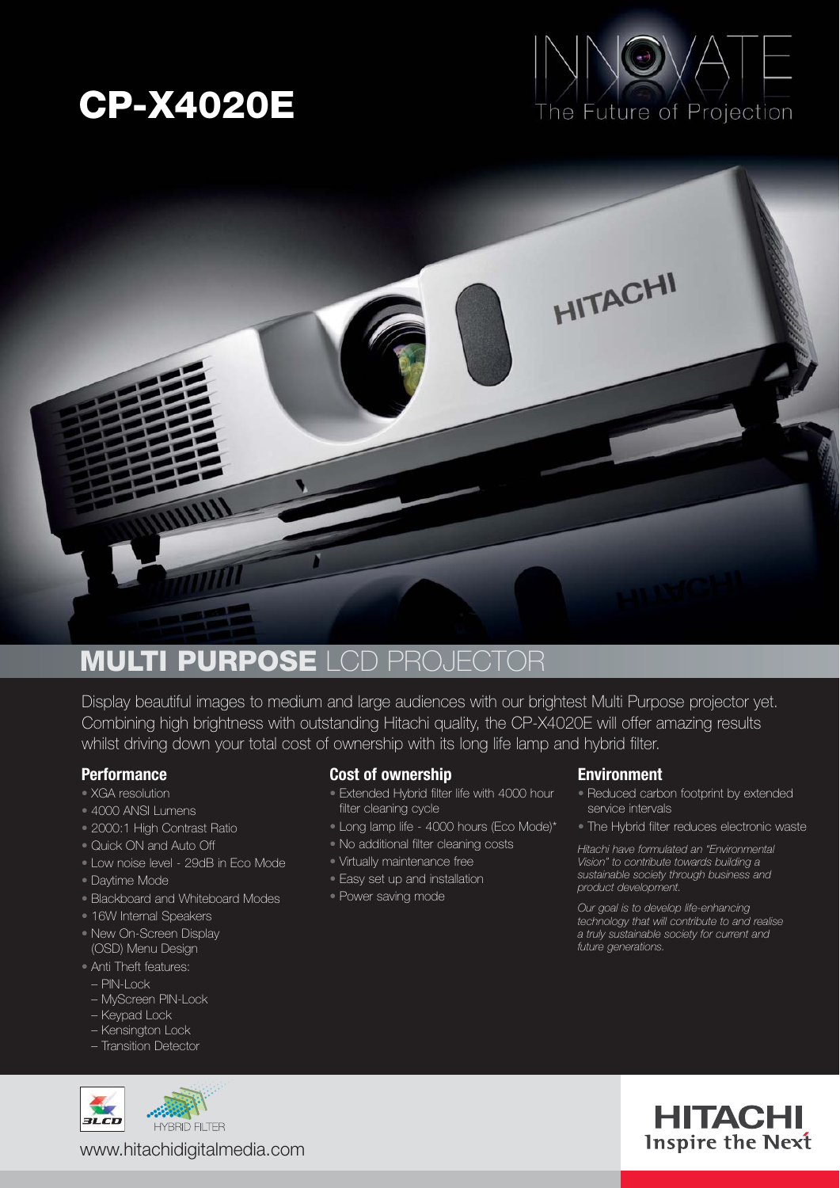# CP-X4020E

INNOVATE
The Future of Projection

## MULTI PURPOSE LCD PROJECTOR

Display beautiful images to medium and large audiences with our brightest Multi Purpose projector yet. Combining high brightness with outstanding Hitachi quality, the CP-X4020E will offer amazing results whilst driving down your total cost of ownership with its long life lamp and hybrid filter.

### Performance

- XGA resolution
- 4000 ANSI Lumens
- 2000:1 High Contrast Ratio
- Quick ON and Auto Off
- Low noise level - 29dB in Eco Mode
- Daytime Mode
- Blackboard and Whiteboard Modes
- 16W Internal Speakers
- New On-Screen Display (OSD) Menu Design
- Anti Theft features:
  - PIN-Lock
  - MyScreen PIN-Lock
  - Keypad Lock
  - Kensington Lock
  - Transition Detector

### Cost of ownership

- Extended Hybrid filter life with 4000 hour filter cleaning cycle
- Long lamp life - 4000 hours (Eco Mode)*
- No additional filter cleaning costs
- Virtually maintenance free
- Easy set up and installation
- Power saving mode

### Environment

- Reduced carbon footprint by extended service intervals
- The Hybrid filter reduces electronic waste

*Hitachi have formulated an "Environmental Vision" to contribute towards building a sustainable society through business and product development.*

*Our goal is to develop life-enhancing technology that will contribute to and realise a truly sustainable society for current and future generations.*

3LCD HYBRID FILTER

www.hitachidigitalmedia.com

HITACHI
Inspire the Next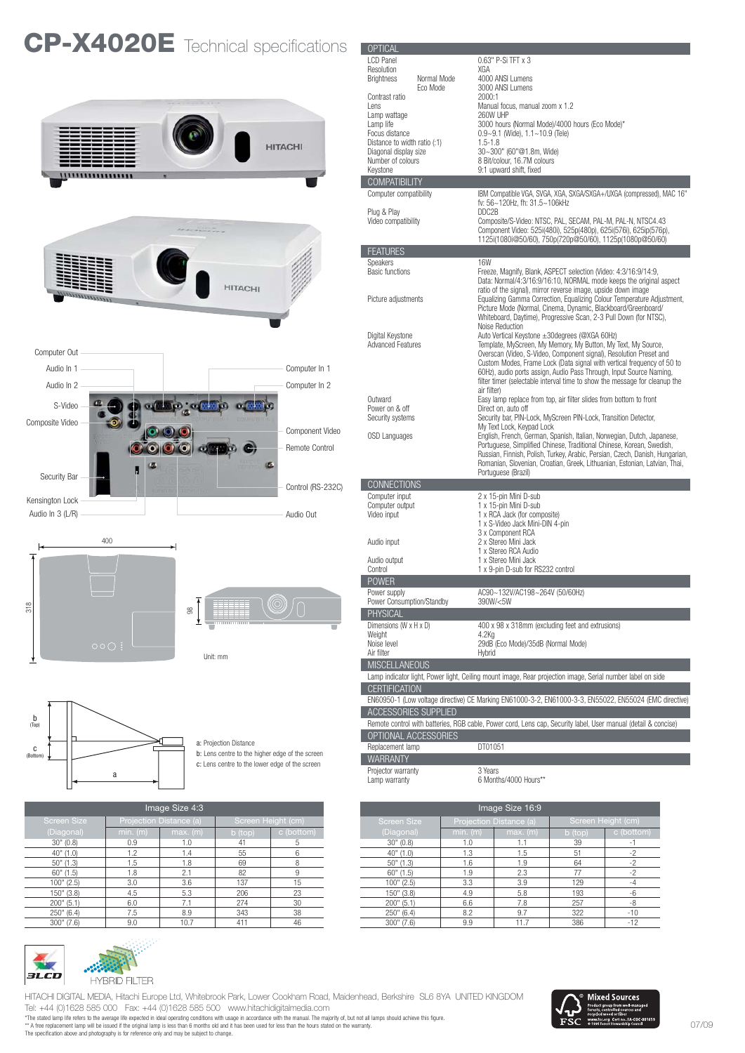# CP-X4020E Technical specifications

Computer Out
Audio In 1
Audio In 2
S-Video
Composite Video
Security Bar
Kensington Lock
Audio In 3 (L/R)
Computer In 1
Computer In 2
Component Video
Remote Control
Control (RS-232C)
Audio Out

400
318
98
Unit: mm

b (Top)
c (Bottom)
a

a: Projection Distance
b: Lens centre to the higher edge of the screen
c: Lens centre to the lower edge of the screen

## OPTICAL

| | | |
|---|---|---|
| LCD Panel | | 0.63" P-Si TFT x 3 |
| Resolution | | XGA |
| Brightness | Normal Mode | 4000 ANSI Lumens |
| | Eco Mode | 3000 ANSI Lumens |
| Contrast ratio | | 2000:1 |
| Lens | | Manual focus, manual zoom x 1.2 |
| Lamp wattage | | 260W UHP |
| Lamp life | | 3000 hours (Normal Mode)/4000 hours (Eco Mode)* |
| Focus distance | | 0.9~9.1 (Wide), 1.1~10.9 (Tele) |
| Distance to width ratio (:1) | | 1.5-1.8 |
| Diagonal display size | | 30~300" (60"@1.8m, Wide) |
| Number of colours | | 8 Bit/colour, 16.7M colours |
| Keystone | | 9:1 upward shift, fixed |

## COMPATIBILITY

| | |
|---|---|
| Computer compatibility | IBM Compatible VGA, SVGA, XGA, SXGA/SXGA+/UXGA (compressed), MAC 16" fv: 56~120Hz, fh: 31.5~106kHz |
| Plug & Play | DDC2B |
| Video compatibility | Composite/S-Video: NTSC, PAL, SECAM, PAL-M, PAL-N, NTSC4.43 Component Video: 525i(480i), 525p(480p), 625i(576i), 625p(576p), 1125i(1080i@50/60), 750p(720p@50/60), 1125p(1080p@50/60) |

## FEATURES

| | |
|---|---|
| Speakers | 16W |
| Basic functions | Freeze, Magnify, Blank, ASPECT selection (Video: 4:3/16:9/14:9, Data: Normal/4:3/16:9/16:10, NORMAL mode keeps the original aspect ratio of the signal), mirror reverse image, upside down image |
| Picture adjustments | Equalizing Gamma Correction, Equalizing Colour Temperature Adjustment, Picture Mode (Normal, Cinema, Dynamic, Blackboard/Greenboard/ Whiteboard, Daytime), Progressive Scan, 2-3 Pull Down (for NTSC), Noise Reduction |
| Digital Keystone | Auto Vertical Keystone ±30degrees (@XGA 60Hz) |
| Advanced Features | Template, MyScreen, My Memory, My Button, My Text, My Source, Overscan (Video, S-Video, Component signal), Resolution Preset and Custom Modes, Frame Lock (Data signal with vertical frequency of 50 to 60Hz), audio ports assign, Audio Pass Through, Input Source Naming, filter timer (selectable interval time to show the message for cleanup the air filter) |
| Outward | Easy lamp replace from top, air filter slides from bottom to front |
| Power on & off | Direct on, auto off |
| Security systems | Security bar, PIN-Lock, MyScreen PIN-Lock, Transition Detector, My Text Lock, Keypad Lock |
| OSD Languages | English, French, German, Spanish, Italian, Norwegian, Dutch, Japanese, Portuguese, Simplified Chinese, Traditional Chinese, Korean, Swedish, Russian, Finnish, Polish, Turkey, Arabic, Persian, Czech, Danish, Hungarian, Romanian, Slovenian, Croatian, Greek, Lithuanian, Estonian, Latvian, Thai, Portuguese (Brazil) |

## CONNECTIONS

| | |
|---|---|
| Computer input | 2 x 15-pin Mini D-sub |
| Computer output | 1 x 15-pin Mini D-sub |
| Video input | 1 x RCA Jack (for composite) 1 x S-Video Jack Mini-DIN 4-pin 3 x Component RCA |
| Audio input | 2 x Stereo Mini Jack 1 x Stereo RCA Audio |
| Audio output | 1 x Stereo Mini Jack |
| Control | 1 x 9-pin D-sub for RS232 control |

## POWER

| | |
|---|---|
| Power supply | AC90~132V/AC198~264V (50/60Hz) |
| Power Consumption/Standby | 390W/<5W |

## PHYSICAL

| | |
|---|---|
| Dimensions (W x H x D) | 400 x 98 x 318mm (excluding feet and extrusions) |
| Weight | 4.2Kg |
| Noise level | 29dB (Eco Mode)/35dB (Normal Mode) |
| Air filter | Hybrid |

## MISCELLANEOUS

Lamp indicator light, Power light, Ceiling mount image, Rear projection image, Serial number label on side

## CERTIFICATION

EN60950-1 (Low voltage directive) CE Marking EN61000-3-2, EN61000-3-3, EN55022, EN55024 (EMC directive)

## ACCESSORIES SUPPLIED

Remote control with batteries, RGB cable, Power cord, Lens cap, Security label, User manual (detail & concise)

## OPTIONAL ACCESSORIES

| | |
|---|---|
| Replacement lamp | DT01051 |

## WARRANTY

| | |
|---|---|
| Projector warranty | 3 Years |
| Lamp warranty | 6 Months/4000 Hours** |

## Image Size 4:3

| Screen Size | Projection Distance (a) | | Screen Height (cm) | |
|---|---|---|---|---|
| (Diagonal) | min. (m) | max. (m) | b (top) | c (bottom) |
| 30" (0.8) | 0.9 | 1.0 | 41 | 5 |
| 40" (1.0) | 1.2 | 1.4 | 55 | 6 |
| 50" (1.3) | 1.5 | 1.8 | 69 | 8 |
| 60" (1.5) | 1.8 | 2.1 | 82 | 9 |
| 100" (2.5) | 3.0 | 3.6 | 137 | 15 |
| 150" (3.8) | 4.5 | 5.3 | 206 | 23 |
| 200" (5.1) | 6.0 | 7.1 | 274 | 30 |
| 250" (6.4) | 7.5 | 8.9 | 343 | 38 |
| 300" (7.6) | 9.0 | 10.7 | 411 | 46 |

## Image Size 16:9

| Screen Size | Projection Distance (a) | | Screen Height (cm) | |
|---|---|---|---|---|
| (Diagonal) | min. (m) | max. (m) | b (top) | c (bottom) |
| 30" (0.8) | 1.0 | 1.1 | 39 | -1 |
| 40" (1.0) | 1.3 | 1.5 | 51 | -2 |
| 50" (1.3) | 1.6 | 1.9 | 64 | -2 |
| 60" (1.5) | 1.9 | 2.3 | 77 | -2 |
| 100" (2.5) | 3.3 | 3.9 | 129 | -4 |
| 150" (3.8) | 4.9 | 5.8 | 193 | -6 |
| 200" (5.1) | 6.6 | 7.8 | 257 | -8 |
| 250" (6.4) | 8.2 | 9.7 | 322 | -10 |
| 300" (7.6) | 9.9 | 11.7 | 386 | -12 |

3LCD

HYBRID FILTER

HITACHI DIGITAL MEDIA, Hitachi Europe Ltd, Whitebrook Park, Lower Cookham Road, Maidenhead, Berkshire SL6 8YA UNITED KINGDOM
Tel: +44 (0)1628 585 000 Fax: +44 (0)1628 585 500 www.hitachidigitalmedia.com

*The stated lamp life refers to the average life expected in ideal operating conditions with usage in accordance with the manual. The majority of, but not all lamps should achieve this figure.
** A free replacement lamp will be issued if the original lamp is less than 6 months old and it has been used for less than the hours stated on the warranty.
The specification above and photography is for reference only and may be subject to change.

Mixed Sources
Product group from well-managed forests, controlled sources and recycled wood or fiber
www.fsc.org Cert no. SA-COC-001659
© 1996 Forest Stewardship Council

07/09